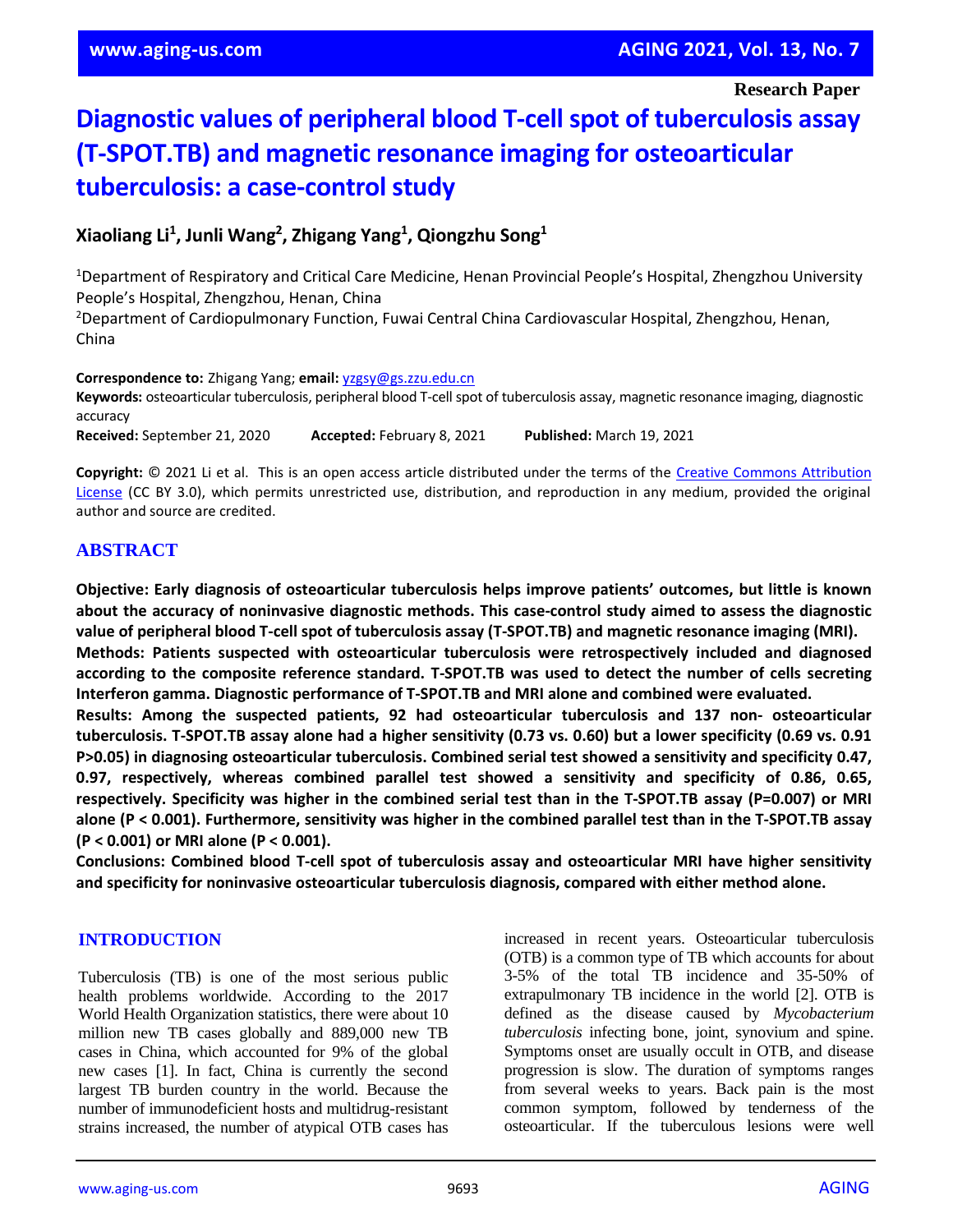Research Paper

# Diagnostic values of peripheral blood T-cell spot of tuberculosis assay (T-SPOT.TB) and magnetic resonance imaging for osteoarticular tuberculosis: a case-control study

**Xiaoliang Li[1], Junli Wang[2], Zhigang Yang[1], Qiongzhu Song[1]**

[1]Department of Respiratory and Critical Care Medicine, Henan Provincial People's Hospital, Zhengzhou University People's Hospital, Zhengzhou, Henan, China
[2]Department of Cardiopulmonary Function, Fuwai Central China Cardiovascular Hospital, Zhengzhou, Henan, China

**Correspondence to:** Zhigang Yang; **email:** yzgsy@gs.zzu.edu.cn
**Keywords:** osteoarticular tuberculosis, peripheral blood T-cell spot of tuberculosis assay, magnetic resonance imaging, diagnostic accuracy
**Received:** September 21, 2020 **Accepted:** February 8, 2021 **Published:** March 19, 2021

**Copyright:** © 2021 Li et al. This is an open access article distributed under the terms of the Creative Commons Attribution License (CC BY 3.0), which permits unrestricted use, distribution, and reproduction in any medium, provided the original author and source are credited.

## ABSTRACT

**Objective: Early diagnosis of osteoarticular tuberculosis helps improve patients' outcomes, but little is known about the accuracy of noninvasive diagnostic methods. This case-control study aimed to assess the diagnostic value of peripheral blood T-cell spot of tuberculosis assay (T-SPOT.TB) and magnetic resonance imaging (MRI).**
**Methods: Patients suspected with osteoarticular tuberculosis were retrospectively included and diagnosed according to the composite reference standard. T-SPOT.TB was used to detect the number of cells secreting Interferon gamma. Diagnostic performance of T-SPOT.TB and MRI alone and combined were evaluated.**
**Results: Among the suspected patients, 92 had osteoarticular tuberculosis and 137 non- osteoarticular tuberculosis. T-SPOT.TB assay alone had a higher sensitivity (0.73 vs. 0.60) but a lower specificity (0.69 vs. 0.91 P>0.05) in diagnosing osteoarticular tuberculosis. Combined serial test showed a sensitivity and specificity 0.47, 0.97, respectively, whereas combined parallel test showed a sensitivity and specificity of 0.86, 0.65, respectively. Specificity was higher in the combined serial test than in the T-SPOT.TB assay (P=0.007) or MRI alone (P < 0.001). Furthermore, sensitivity was higher in the combined parallel test than in the T-SPOT.TB assay (P < 0.001) or MRI alone (P < 0.001).**
**Conclusions: Combined blood T-cell spot of tuberculosis assay and osteoarticular MRI have higher sensitivity and specificity for noninvasive osteoarticular tuberculosis diagnosis, compared with either method alone.**

## INTRODUCTION

Tuberculosis (TB) is one of the most serious public health problems worldwide. According to the 2017 World Health Organization statistics, there were about 10 million new TB cases globally and 889,000 new TB cases in China, which accounted for 9% of the global new cases [1]. In fact, China is currently the second largest TB burden country in the world. Because the number of immunodeficient hosts and multidrug-resistant strains increased, the number of atypical OTB cases has increased in recent years. Osteoarticular tuberculosis (OTB) is a common type of TB which accounts for about 3-5% of the total TB incidence and 35-50% of extrapulmonary TB incidence in the world [2]. OTB is defined as the disease caused by *Mycobacterium tuberculosis* infecting bone, joint, synovium and spine. Symptoms onset are usually occult in OTB, and disease progression is slow. The duration of symptoms ranges from several weeks to years. Back pain is the most common symptom, followed by tenderness of the osteoarticular. If the tuberculous lesions were well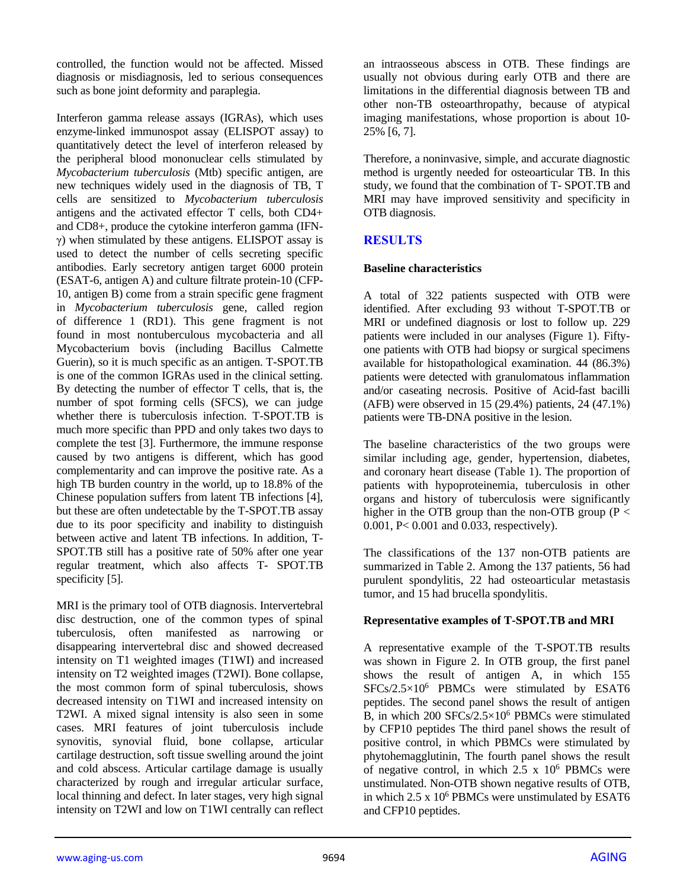controlled, the function would not be affected. Missed diagnosis or misdiagnosis, led to serious consequences such as bone joint deformity and paraplegia.

Interferon gamma release assays (IGRAs), which uses enzyme-linked immunospot assay (ELISPOT assay) to quantitatively detect the level of interferon released by the peripheral blood mononuclear cells stimulated by *Mycobacterium tuberculosis* (Mtb) specific antigen, are new techniques widely used in the diagnosis of TB, T cells are sensitized to *Mycobacterium tuberculosis* antigens and the activated effector T cells, both CD4+ and CD8+, produce the cytokine interferon gamma (IFN-γ) when stimulated by these antigens. ELISPOT assay is used to detect the number of cells secreting specific antibodies. Early secretory antigen target 6000 protein (ESAT-6, antigen A) and culture filtrate protein-10 (CFP-10, antigen B) come from a strain specific gene fragment in *Mycobacterium tuberculosis* gene, called region of difference 1 (RD1). This gene fragment is not found in most nontuberculous mycobacteria and all Mycobacterium bovis (including Bacillus Calmette Guerin), so it is much specific as an antigen. T-SPOT.TB is one of the common IGRAs used in the clinical setting. By detecting the number of effector T cells, that is, the number of spot forming cells (SFCS), we can judge whether there is tuberculosis infection. T-SPOT.TB is much more specific than PPD and only takes two days to complete the test [3]. Furthermore, the immune response caused by two antigens is different, which has good complementarity and can improve the positive rate. As a high TB burden country in the world, up to 18.8% of the Chinese population suffers from latent TB infections [4], but these are often undetectable by the T-SPOT.TB assay due to its poor specificity and inability to distinguish between active and latent TB infections. In addition, T-SPOT.TB still has a positive rate of 50% after one year regular treatment, which also affects T- SPOT.TB specificity [5].

MRI is the primary tool of OTB diagnosis. Intervertebral disc destruction, one of the common types of spinal tuberculosis, often manifested as narrowing or disappearing intervertebral disc and showed decreased intensity on T1 weighted images (T1WI) and increased intensity on T2 weighted images (T2WI). Bone collapse, the most common form of spinal tuberculosis, shows decreased intensity on T1WI and increased intensity on T2WI. A mixed signal intensity is also seen in some cases. MRI features of joint tuberculosis include synovitis, synovial fluid, bone collapse, articular cartilage destruction, soft tissue swelling around the joint and cold abscess. Articular cartilage damage is usually characterized by rough and irregular articular surface, local thinning and defect. In later stages, very high signal intensity on T2WI and low on T1WI centrally can reflect an intraosseous abscess in OTB. These findings are usually not obvious during early OTB and there are limitations in the differential diagnosis between TB and other non-TB osteoarthropathy, because of atypical imaging manifestations, whose proportion is about 10-25% [6, 7].

Therefore, a noninvasive, simple, and accurate diagnostic method is urgently needed for osteoarticular TB. In this study, we found that the combination of T- SPOT.TB and MRI may have improved sensitivity and specificity in OTB diagnosis.

## RESULTS

### Baseline characteristics

A total of 322 patients suspected with OTB were identified. After excluding 93 without T-SPOT.TB or MRI or undefined diagnosis or lost to follow up. 229 patients were included in our analyses (Figure 1). Fifty-one patients with OTB had biopsy or surgical specimens available for histopathological examination. 44 (86.3%) patients were detected with granulomatous inflammation and/or caseating necrosis. Positive of Acid-fast bacilli (AFB) were observed in 15 (29.4%) patients, 24 (47.1%) patients were TB-DNA positive in the lesion.

The baseline characteristics of the two groups were similar including age, gender, hypertension, diabetes, and coronary heart disease (Table 1). The proportion of patients with hypoproteinemia, tuberculosis in other organs and history of tuberculosis were significantly higher in the OTB group than the non-OTB group ($P < 0.001$, $P < 0.001$ and 0.033, respectively).

The classifications of the 137 non-OTB patients are summarized in Table 2. Among the 137 patients, 56 had purulent spondylitis, 22 had osteoarticular metastasis tumor, and 15 had brucella spondylitis.

### Representative examples of T-SPOT.TB and MRI

A representative example of the T-SPOT.TB results was shown in Figure 2. In OTB group, the first panel shows the result of antigen A, in which 155 SFCs/$2.5 \times 10^6$ PBMCs were stimulated by ESAT6 peptides. The second panel shows the result of antigen B, in which 200 SFCs/$2.5 \times 10^6$ PBMCs were stimulated by CFP10 peptides The third panel shows the result of positive control, in which PBMCs were stimulated by phytohemagglutinin, The fourth panel shows the result of negative control, in which $2.5 \times 10^6$ PBMCs were unstimulated. Non-OTB shown negative results of OTB, in which $2.5 \times 10^6$ PBMCs were unstimulated by ESAT6 and CFP10 peptides.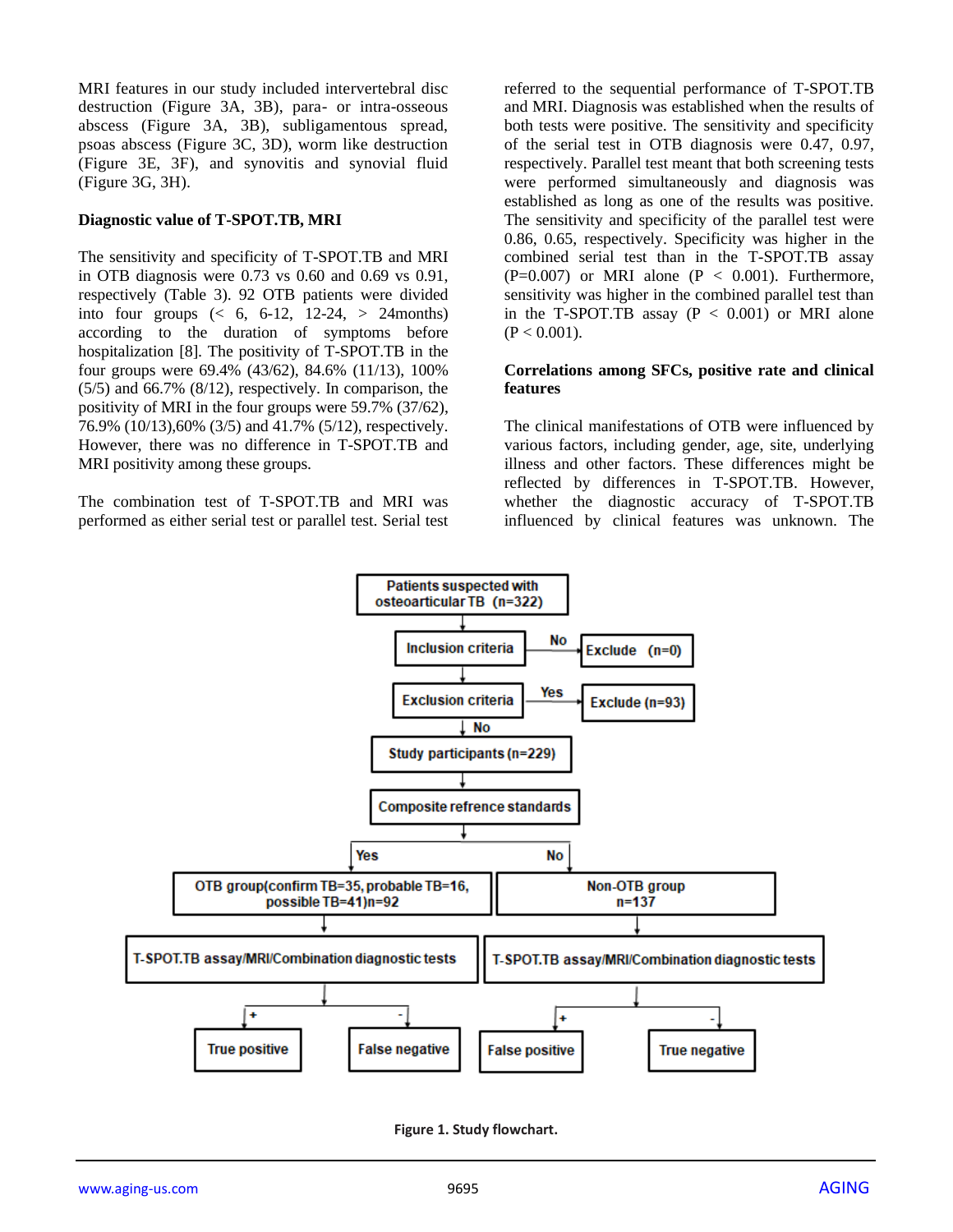MRI features in our study included intervertebral disc destruction (Figure 3A, 3B), para- or intra-osseous abscess (Figure 3A, 3B), subligamentous spread, psoas abscess (Figure 3C, 3D), worm like destruction (Figure 3E, 3F), and synovitis and synovial fluid (Figure 3G, 3H).

### Diagnostic value of T-SPOT.TB, MRI

The sensitivity and specificity of T-SPOT.TB and MRI in OTB diagnosis were 0.73 vs 0.60 and 0.69 vs 0.91, respectively (Table 3). 92 OTB patients were divided into four groups (< 6, 6-12, 12-24, > 24months) according to the duration of symptoms before hospitalization [8]. The positivity of T-SPOT.TB in the four groups were 69.4% (43/62), 84.6% (11/13), 100% (5/5) and 66.7% (8/12), respectively. In comparison, the positivity of MRI in the four groups were 59.7% (37/62), 76.9% (10/13),60% (3/5) and 41.7% (5/12), respectively. However, there was no difference in T-SPOT.TB and MRI positivity among these groups.

The combination test of T-SPOT.TB and MRI was performed as either serial test or parallel test. Serial test referred to the sequential performance of T-SPOT.TB and MRI. Diagnosis was established when the results of both tests were positive. The sensitivity and specificity of the serial test in OTB diagnosis were 0.47, 0.97, respectively. Parallel test meant that both screening tests were performed simultaneously and diagnosis was established as long as one of the results was positive. The sensitivity and specificity of the parallel test were 0.86, 0.65, respectively. Specificity was higher in the combined serial test than in the T-SPOT.TB assay ($P=0.007$) or MRI alone ($P < 0.001$). Furthermore, sensitivity was higher in the combined parallel test than in the T-SPOT.TB assay ($P < 0.001$) or MRI alone ($P < 0.001$).

### Correlations among SFCs, positive rate and clinical features

The clinical manifestations of OTB were influenced by various factors, including gender, age, site, underlying illness and other factors. These differences might be reflected by differences in T-SPOT.TB. However, whether the diagnostic accuracy of T-SPOT.TB influenced by clinical features was unknown. The

**Figure 1. Study flowchart.**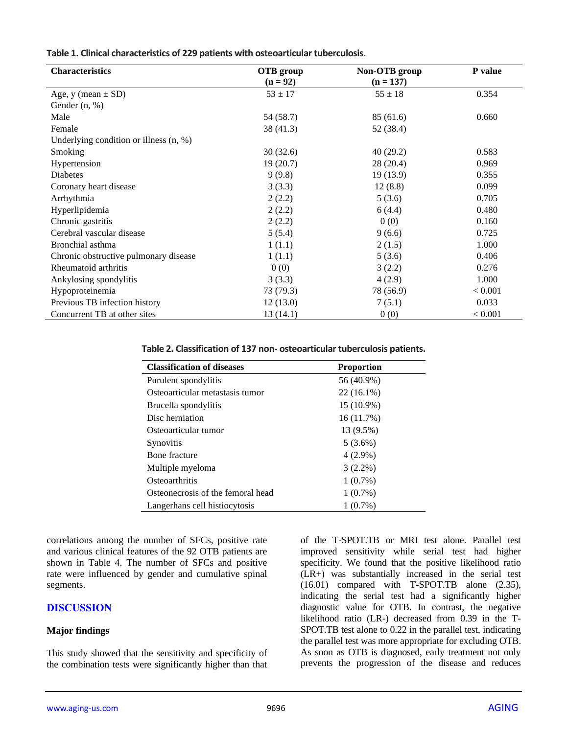**Table 1. Clinical characteristics of 229 patients with osteoarticular tuberculosis.**

| Characteristics | OTB group (n = 92) | Non-OTB group (n = 137) | P value |
|---|---|---|---|
| Age, y (mean ± SD) | 53 ± 17 | 55 ± 18 | 0.354 |
| Gender (n, %) | | | |
| Male | 54 (58.7) | 85 (61.6) | 0.660 |
| Female | 38 (41.3) | 52 (38.4) | |
| Underlying condition or illness (n, %) | | | |
| Smoking | 30 (32.6) | 40 (29.2) | 0.583 |
| Hypertension | 19 (20.7) | 28 (20.4) | 0.969 |
| Diabetes | 9 (9.8) | 19 (13.9) | 0.355 |
| Coronary heart disease | 3 (3.3) | 12 (8.8) | 0.099 |
| Arrhythmia | 2 (2.2) | 5 (3.6) | 0.705 |
| Hyperlipidemia | 2 (2.2) | 6 (4.4) | 0.480 |
| Chronic gastritis | 2 (2.2) | 0 (0) | 0.160 |
| Cerebral vascular disease | 5 (5.4) | 9 (6.6) | 0.725 |
| Bronchial asthma | 1 (1.1) | 2 (1.5) | 1.000 |
| Chronic obstructive pulmonary disease | 1 (1.1) | 5 (3.6) | 0.406 |
| Rheumatoid arthritis | 0 (0) | 3 (2.2) | 0.276 |
| Ankylosing spondylitis | 3 (3.3) | 4 (2.9) | 1.000 |
| Hypoproteinemia | 73 (79.3) | 78 (56.9) | < 0.001 |
| Previous TB infection history | 12 (13.0) | 7 (5.1) | 0.033 |
| Concurrent TB at other sites | 13 (14.1) | 0 (0) | < 0.001 |

**Table 2. Classification of 137 non- osteoarticular tuberculosis patients.**

| Classification of diseases | Proportion |
|---|---|
| Purulent spondylitis | 56 (40.9%) |
| Osteoarticular metastasis tumor | 22 (16.1%) |
| Brucella spondylitis | 15 (10.9%) |
| Disc herniation | 16 (11.7%) |
| Osteoarticular tumor | 13 (9.5%) |
| Synovitis | 5 (3.6%) |
| Bone fracture | 4 (2.9%) |
| Multiple myeloma | 3 (2.2%) |
| Osteoarthritis | 1 (0.7%) |
| Osteonecrosis of the femoral head | 1 (0.7%) |
| Langerhans cell histiocytosis | 1 (0.7%) |

correlations among the number of SFCs, positive rate and various clinical features of the 92 OTB patients are shown in Table 4. The number of SFCs and positive rate were influenced by gender and cumulative spinal segments.

## DISCUSSION

### Major findings

This study showed that the sensitivity and specificity of the combination tests were significantly higher than that of the T-SPOT.TB or MRI test alone. Parallel test improved sensitivity while serial test had higher specificity. We found that the positive likelihood ratio (LR+) was substantially increased in the serial test (16.01) compared with T-SPOT.TB alone (2.35), indicating the serial test had a significantly higher diagnostic value for OTB. In contrast, the negative likelihood ratio (LR-) decreased from 0.39 in the T-SPOT.TB test alone to 0.22 in the parallel test, indicating the parallel test was more appropriate for excluding OTB. As soon as OTB is diagnosed, early treatment not only prevents the progression of the disease and reduces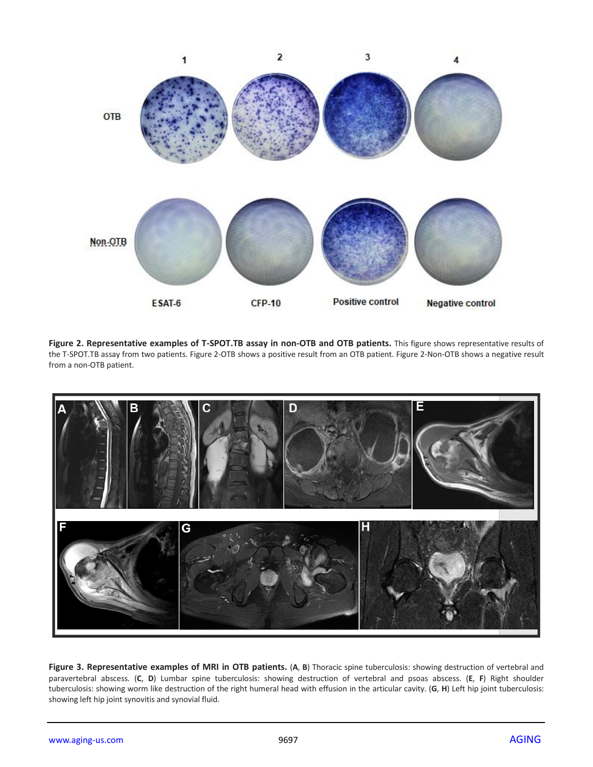**Figure 2. Representative examples of T-SPOT.TB assay in non-OTB and OTB patients.** This figure shows representative results of the T-SPOT.TB assay from two patients. Figure 2-OTB shows a positive result from an OTB patient. Figure 2-Non-OTB shows a negative result from a non-OTB patient.

**Figure 3. Representative examples of MRI in OTB patients.** (**A**, **B**) Thoracic spine tuberculosis: showing destruction of vertebral and paravertebral abscess. (**C**, **D**) Lumbar spine tuberculosis: showing destruction of vertebral and psoas abscess. (**E**, **F**) Right shoulder tuberculosis: showing worm like destruction of the right humeral head with effusion in the articular cavity. (**G**, **H**) Left hip joint tuberculosis: showing left hip joint synovitis and synovial fluid.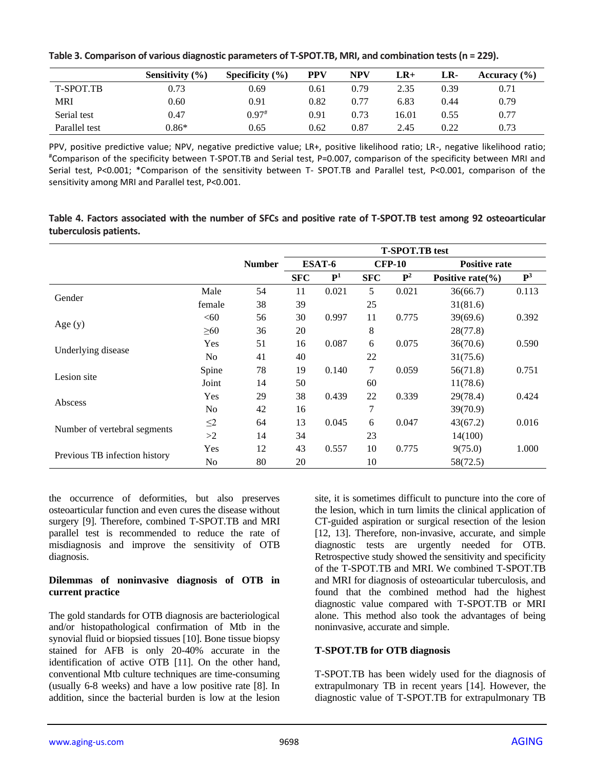**Table 3. Comparison of various diagnostic parameters of T-SPOT.TB, MRI, and combination tests (n = 229).**

| | Sensitivity (%) | Specificity (%) | PPV | NPV | LR+ | LR- | Accuracy (%) |
|---|---|---|---|---|---|---|---|
| T-SPOT.TB | 0.73 | 0.69 | 0.61 | 0.79 | 2.35 | 0.39 | 0.71 |
| MRI | 0.60 | 0.91 | 0.82 | 0.77 | 6.83 | 0.44 | 0.79 |
| Serial test | 0.47 | 0.97# | 0.91 | 0.73 | 16.01 | 0.55 | 0.77 |
| Parallel test | 0.86* | 0.65 | 0.62 | 0.87 | 2.45 | 0.22 | 0.73 |

PPV, positive predictive value; NPV, negative predictive value; LR+, positive likelihood ratio; LR-, negative likelihood ratio; #Comparison of the specificity between T-SPOT.TB and Serial test, P=0.007, comparison of the specificity between MRI and Serial test, P<0.001; *Comparison of the sensitivity between T- SPOT.TB and Parallel test, P<0.001, comparison of the sensitivity among MRI and Parallel test, P<0.001.

**Table 4. Factors associated with the number of SFCs and positive rate of T-SPOT.TB test among 92 osteoarticular tuberculosis patients.**

| | | Number | T-SPOT.TB test | | | | | |
|---|---|---|---|---|---|---|---|---|
| | | | ESAT-6 | | CFP-10 | | Positive rate | |
| | | | SFC | $P^1$ | SFC | $P^2$ | Positive rate(%) | $P^3$ |
| Gender | Male | 54 | 11 | 0.021 | 5 | 0.021 | 36(66.7) | 0.113 |
| | female | 38 | 39 | | 25 | | 31(81.6) | |
| Age (y) | <60 | 56 | 30 | 0.997 | 11 | 0.775 | 39(69.6) | 0.392 |
| | ≥60 | 36 | 20 | | 8 | | 28(77.8) | |
| Underlying disease | Yes | 51 | 16 | 0.087 | 6 | 0.075 | 36(70.6) | 0.590 |
| | No | 41 | 40 | | 22 | | 31(75.6) | |
| Lesion site | Spine | 78 | 19 | 0.140 | 7 | 0.059 | 56(71.8) | 0.751 |
| | Joint | 14 | 50 | | 60 | | 11(78.6) | |
| Abscess | Yes | 29 | 38 | 0.439 | 22 | 0.339 | 29(78.4) | 0.424 |
| | No | 42 | 16 | | 7 | | 39(70.9) | |
| Number of vertebral segments | ≤2 | 64 | 13 | 0.045 | 6 | 0.047 | 43(67.2) | 0.016 |
| | >2 | 14 | 34 | | 23 | | 14(100) | |
| Previous TB infection history | Yes | 12 | 43 | 0.557 | 10 | 0.775 | 9(75.0) | 1.000 |
| | No | 80 | 20 | | 10 | | 58(72.5) | |

the occurrence of deformities, but also preserves osteoarticular function and even cures the disease without surgery [9]. Therefore, combined T-SPOT.TB and MRI parallel test is recommended to reduce the rate of misdiagnosis and improve the sensitivity of OTB diagnosis.

**Dilemmas of noninvasive diagnosis of OTB in current practice**

The gold standards for OTB diagnosis are bacteriological and/or histopathological confirmation of Mtb in the synovial fluid or biopsied tissues [10]. Bone tissue biopsy stained for AFB is only 20-40% accurate in the identification of active OTB [11]. On the other hand, conventional Mtb culture techniques are time-consuming (usually 6-8 weeks) and have a low positive rate [8]. In addition, since the bacterial burden is low at the lesion site, it is sometimes difficult to puncture into the core of the lesion, which in turn limits the clinical application of CT-guided aspiration or surgical resection of the lesion [12, 13]. Therefore, non-invasive, accurate, and simple diagnostic tests are urgently needed for OTB. Retrospective study showed the sensitivity and specificity of the T-SPOT.TB and MRI. We combined T-SPOT.TB and MRI for diagnosis of osteoarticular tuberculosis, and found that the combined method had the highest diagnostic value compared with T-SPOT.TB or MRI alone. This method also took the advantages of being noninvasive, accurate and simple.

**T-SPOT.TB for OTB diagnosis**

T-SPOT.TB has been widely used for the diagnosis of extrapulmonary TB in recent years [14]. However, the diagnostic value of T-SPOT.TB for extrapulmonary TB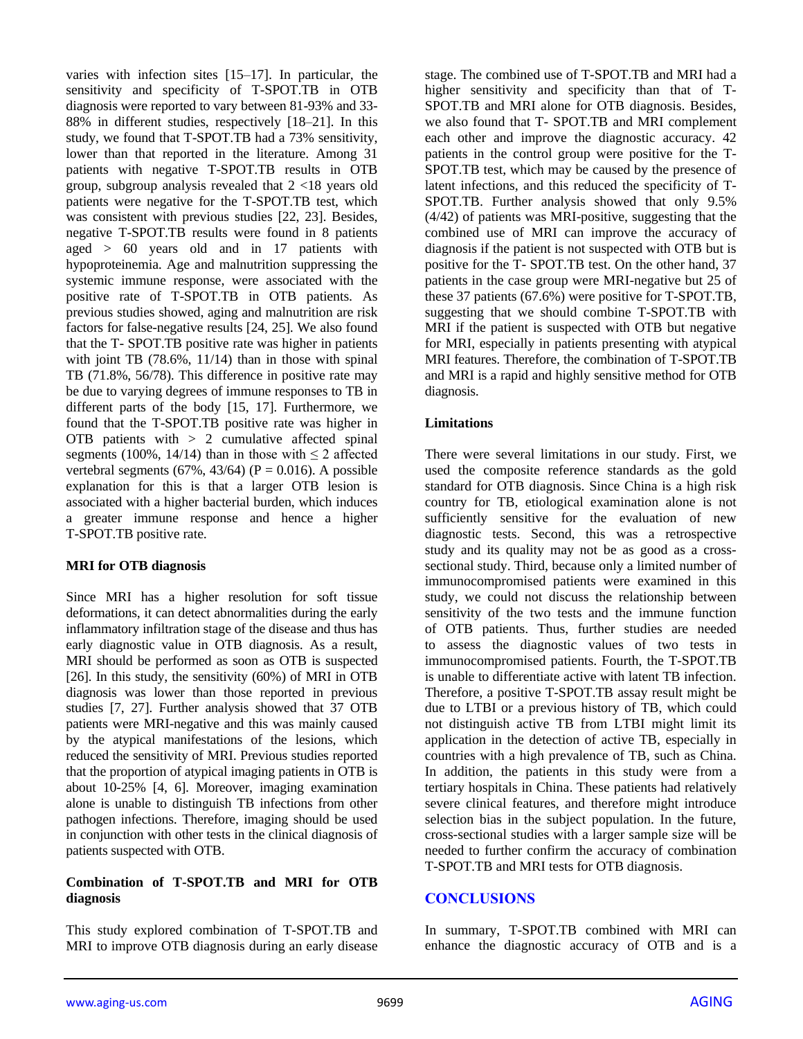varies with infection sites [15–17]. In particular, the sensitivity and specificity of T-SPOT.TB in OTB diagnosis were reported to vary between 81-93% and 33-88% in different studies, respectively [18–21]. In this study, we found that T-SPOT.TB had a 73% sensitivity, lower than that reported in the literature. Among 31 patients with negative T-SPOT.TB results in OTB group, subgroup analysis revealed that 2 <18 years old patients were negative for the T-SPOT.TB test, which was consistent with previous studies [22, 23]. Besides, negative T-SPOT.TB results were found in 8 patients aged > 60 years old and in 17 patients with hypoproteinemia. Age and malnutrition suppressing the systemic immune response, were associated with the positive rate of T-SPOT.TB in OTB patients. As previous studies showed, aging and malnutrition are risk factors for false-negative results [24, 25]. We also found that the T- SPOT.TB positive rate was higher in patients with joint TB (78.6%, 11/14) than in those with spinal TB (71.8%, 56/78). This difference in positive rate may be due to varying degrees of immune responses to TB in different parts of the body [15, 17]. Furthermore, we found that the T-SPOT.TB positive rate was higher in OTB patients with > 2 cumulative affected spinal segments (100%, 14/14) than in those with ≤ 2 affected vertebral segments (67%, 43/64) ($P = 0.016$). A possible explanation for this is that a larger OTB lesion is associated with a higher bacterial burden, which induces a greater immune response and hence a higher T-SPOT.TB positive rate.

**MRI for OTB diagnosis**

Since MRI has a higher resolution for soft tissue deformations, it can detect abnormalities during the early inflammatory infiltration stage of the disease and thus has early diagnostic value in OTB diagnosis. As a result, MRI should be performed as soon as OTB is suspected [26]. In this study, the sensitivity (60%) of MRI in OTB diagnosis was lower than those reported in previous studies [7, 27]. Further analysis showed that 37 OTB patients were MRI-negative and this was mainly caused by the atypical manifestations of the lesions, which reduced the sensitivity of MRI. Previous studies reported that the proportion of atypical imaging patients in OTB is about 10-25% [4, 6]. Moreover, imaging examination alone is unable to distinguish TB infections from other pathogen infections. Therefore, imaging should be used in conjunction with other tests in the clinical diagnosis of patients suspected with OTB.

**Combination of T-SPOT.TB and MRI for OTB diagnosis**

This study explored combination of T-SPOT.TB and MRI to improve OTB diagnosis during an early disease stage. The combined use of T-SPOT.TB and MRI had a higher sensitivity and specificity than that of T-SPOT.TB and MRI alone for OTB diagnosis. Besides, we also found that T- SPOT.TB and MRI complement each other and improve the diagnostic accuracy. 42 patients in the control group were positive for the T-SPOT.TB test, which may be caused by the presence of latent infections, and this reduced the specificity of T-SPOT.TB. Further analysis showed that only 9.5% (4/42) of patients was MRI-positive, suggesting that the combined use of MRI can improve the accuracy of diagnosis if the patient is not suspected with OTB but is positive for the T- SPOT.TB test. On the other hand, 37 patients in the case group were MRI-negative but 25 of these 37 patients (67.6%) were positive for T-SPOT.TB, suggesting that we should combine T-SPOT.TB with MRI if the patient is suspected with OTB but negative for MRI, especially in patients presenting with atypical MRI features. Therefore, the combination of T-SPOT.TB and MRI is a rapid and highly sensitive method for OTB diagnosis.

**Limitations**

There were several limitations in our study. First, we used the composite reference standards as the gold standard for OTB diagnosis. Since China is a high risk country for TB, etiological examination alone is not sufficiently sensitive for the evaluation of new diagnostic tests. Second, this was a retrospective study and its quality may not be as good as a cross-sectional study. Third, because only a limited number of immunocompromised patients were examined in this study, we could not discuss the relationship between sensitivity of the two tests and the immune function of OTB patients. Thus, further studies are needed to assess the diagnostic values of two tests in immunocompromised patients. Fourth, the T-SPOT.TB is unable to differentiate active with latent TB infection. Therefore, a positive T-SPOT.TB assay result might be due to LTBI or a previous history of TB, which could not distinguish active TB from LTBI might limit its application in the detection of active TB, especially in countries with a high prevalence of TB, such as China. In addition, the patients in this study were from a tertiary hospitals in China. These patients had relatively severe clinical features, and therefore might introduce selection bias in the subject population. In the future, cross-sectional studies with a larger sample size will be needed to further confirm the accuracy of combination T-SPOT.TB and MRI tests for OTB diagnosis.

## CONCLUSIONS

In summary, T-SPOT.TB combined with MRI can enhance the diagnostic accuracy of OTB and is a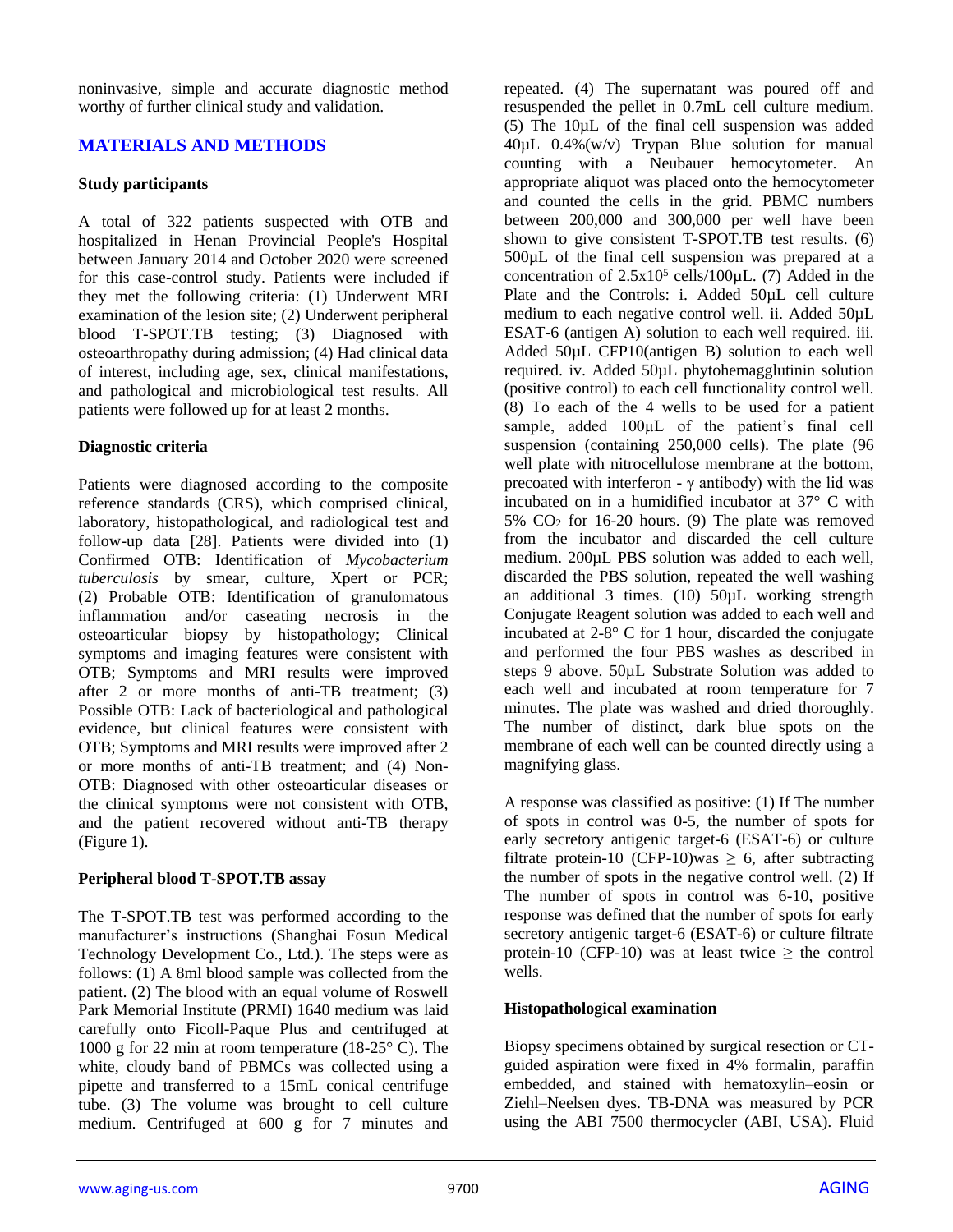noninvasive, simple and accurate diagnostic method worthy of further clinical study and validation.

## MATERIALS AND METHODS

### Study participants

A total of 322 patients suspected with OTB and hospitalized in Henan Provincial People's Hospital between January 2014 and October 2020 were screened for this case-control study. Patients were included if they met the following criteria: (1) Underwent MRI examination of the lesion site; (2) Underwent peripheral blood T-SPOT.TB testing; (3) Diagnosed with osteoarthropathy during admission; (4) Had clinical data of interest, including age, sex, clinical manifestations, and pathological and microbiological test results. All patients were followed up for at least 2 months.

### Diagnostic criteria

Patients were diagnosed according to the composite reference standards (CRS), which comprised clinical, laboratory, histopathological, and radiological test and follow-up data [28]. Patients were divided into (1) Confirmed OTB: Identification of *Mycobacterium tuberculosis* by smear, culture, Xpert or PCR; (2) Probable OTB: Identification of granulomatous inflammation and/or caseating necrosis in the osteoarticular biopsy by histopathology; Clinical symptoms and imaging features were consistent with OTB; Symptoms and MRI results were improved after 2 or more months of anti-TB treatment; (3) Possible OTB: Lack of bacteriological and pathological evidence, but clinical features were consistent with OTB; Symptoms and MRI results were improved after 2 or more months of anti-TB treatment; and (4) Non-OTB: Diagnosed with other osteoarticular diseases or the clinical symptoms were not consistent with OTB, and the patient recovered without anti-TB therapy (Figure 1).

### Peripheral blood T-SPOT.TB assay

The T-SPOT.TB test was performed according to the manufacturer's instructions (Shanghai Fosun Medical Technology Development Co., Ltd.). The steps were as follows: (1) A 8ml blood sample was collected from the patient. (2) The blood with an equal volume of Roswell Park Memorial Institute (PRMI) 1640 medium was laid carefully onto Ficoll-Paque Plus and centrifuged at 1000 g for 22 min at room temperature (18-25° C). The white, cloudy band of PBMCs was collected using a pipette and transferred to a 15mL conical centrifuge tube. (3) The volume was brought to cell culture medium. Centrifuged at 600 g for 7 minutes and repeated. (4) The supernatant was poured off and resuspended the pellet in 0.7mL cell culture medium. (5) The 10μL of the final cell suspension was added 40μL 0.4%(w/v) Trypan Blue solution for manual counting with a Neubauer hemocytometer. An appropriate aliquot was placed onto the hemocytometer and counted the cells in the grid. PBMC numbers between 200,000 and 300,000 per well have been shown to give consistent T-SPOT.TB test results. (6) 500μL of the final cell suspension was prepared at a concentration of $2.5 \times 10^5$ cells/100μL. (7) Added in the Plate and the Controls: i. Added 50μL cell culture medium to each negative control well. ii. Added 50μL ESAT-6 (antigen A) solution to each well required. iii. Added 50μL CFP10(antigen B) solution to each well required. iv. Added 50μL phytohemagglutinin solution (positive control) to each cell functionality control well. (8) To each of the 4 wells to be used for a patient sample, added 100μL of the patient's final cell suspension (containing 250,000 cells). The plate (96 well plate with nitrocellulose membrane at the bottom, precoated with interferon - γ antibody) with the lid was incubated on in a humidified incubator at 37° C with 5% $CO_2$ for 16-20 hours. (9) The plate was removed from the incubator and discarded the cell culture medium. 200μL PBS solution was added to each well, discarded the PBS solution, repeated the well washing an additional 3 times. (10) 50μL working strength Conjugate Reagent solution was added to each well and incubated at 2-8° C for 1 hour, discarded the conjugate and performed the four PBS washes as described in steps 9 above. 50μL Substrate Solution was added to each well and incubated at room temperature for 7 minutes. The plate was washed and dried thoroughly. The number of distinct, dark blue spots on the membrane of each well can be counted directly using a magnifying glass.

A response was classified as positive: (1) If The number of spots in control was 0-5, the number of spots for early secretory antigenic target-6 (ESAT-6) or culture filtrate protein-10 (CFP-10)was $\geq 6$, after subtracting the number of spots in the negative control well. (2) If The number of spots in control was 6-10, positive response was defined that the number of spots for early secretory antigenic target-6 (ESAT-6) or culture filtrate protein-10 (CFP-10) was at least twice $\geq$ the control wells.

### Histopathological examination

Biopsy specimens obtained by surgical resection or CT-guided aspiration were fixed in 4% formalin, paraffin embedded, and stained with hematoxylin–eosin or Ziehl–Neelsen dyes. TB-DNA was measured by PCR using the ABI 7500 thermocycler (ABI, USA). Fluid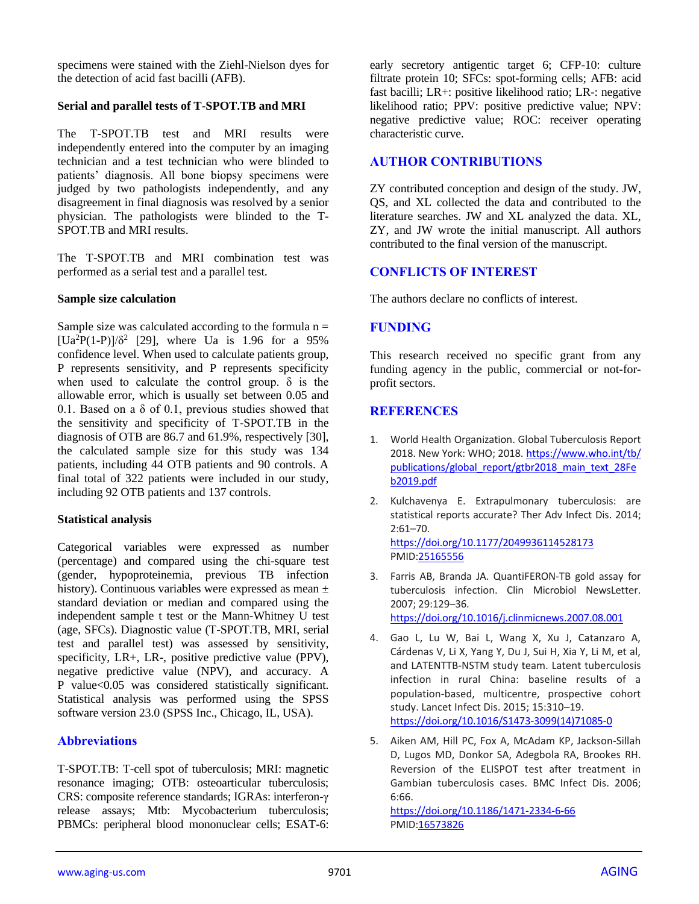specimens were stained with the Ziehl-Nielson dyes for the detection of acid fast bacilli (AFB).

### Serial and parallel tests of T-SPOT.TB and MRI

The T-SPOT.TB test and MRI results were independently entered into the computer by an imaging technician and a test technician who were blinded to patients' diagnosis. All bone biopsy specimens were judged by two pathologists independently, and any disagreement in final diagnosis was resolved by a senior physician. The pathologists were blinded to the T-SPOT.TB and MRI results.

The T-SPOT.TB and MRI combination test was performed as a serial test and a parallel test.

### Sample size calculation

Sample size was calculated according to the formula $n = [Ua^2P(1-P)]/\delta^2$ [29], where Ua is 1.96 for a 95% confidence level. When used to calculate patients group, P represents sensitivity, and P represents specificity when used to calculate the control group. $\delta$ is the allowable error, which is usually set between 0.05 and 0.1. Based on a $\delta$ of 0.1, previous studies showed that the sensitivity and specificity of T-SPOT.TB in the diagnosis of OTB are 86.7 and 61.9%, respectively [30], the calculated sample size for this study was 134 patients, including 44 OTB patients and 90 controls. A final total of 322 patients were included in our study, including 92 OTB patients and 137 controls.

### Statistical analysis

Categorical variables were expressed as number (percentage) and compared using the chi-square test (gender, hypoproteinemia, previous TB infection history). Continuous variables were expressed as mean ± standard deviation or median and compared using the independent sample t test or the Mann-Whitney U test (age, SFCs). Diagnostic value (T-SPOT.TB, MRI, serial test and parallel test) was assessed by sensitivity, specificity, LR+, LR-, positive predictive value (PPV), negative predictive value (NPV), and accuracy. A P value<0.05 was considered statistically significant. Statistical analysis was performed using the SPSS software version 23.0 (SPSS Inc., Chicago, IL, USA).

## Abbreviations

T-SPOT.TB: T-cell spot of tuberculosis; MRI: magnetic resonance imaging; OTB: osteoarticular tuberculosis; CRS: composite reference standards; IGRAs: interferon-γ release assays; Mtb: Mycobacterium tuberculosis; PBMCs: peripheral blood mononuclear cells; ESAT-6: early secretory antigentic target 6; CFP-10: culture filtrate protein 10; SFCs: spot-forming cells; AFB: acid fast bacilli; LR+: positive likelihood ratio; LR-: negative likelihood ratio; PPV: positive predictive value; NPV: negative predictive value; ROC: receiver operating characteristic curve.

## AUTHOR CONTRIBUTIONS

ZY contributed conception and design of the study. JW, QS, and XL collected the data and contributed to the literature searches. JW and XL analyzed the data. XL, ZY, and JW wrote the initial manuscript. All authors contributed to the final version of the manuscript.

## CONFLICTS OF INTEREST

The authors declare no conflicts of interest.

## FUNDING

This research received no specific grant from any funding agency in the public, commercial or not-for-profit sectors.

## REFERENCES

1. World Health Organization. Global Tuberculosis Report 2018. New York: WHO; 2018. https://www.who.int/tb/publications/global_report/gtbr2018_main_text_28Feb2019.pdf
2. Kulchavenya E. Extrapulmonary tuberculosis: are statistical reports accurate? Ther Adv Infect Dis. 2014; 2:61–70. https://doi.org/10.1177/2049936114528173 PMID:25165556
3. Farris AB, Branda JA. QuantiFERON-TB gold assay for tuberculosis infection. Clin Microbiol NewsLetter. 2007; 29:129–36. https://doi.org/10.1016/j.clinmicnews.2007.08.001
4. Gao L, Lu W, Bai L, Wang X, Xu J, Catanzaro A, Cárdenas V, Li X, Yang Y, Du J, Sui H, Xia Y, Li M, et al, and LATENTTB-NSTM study team. Latent tuberculosis infection in rural China: baseline results of a population-based, multicentre, prospective cohort study. Lancet Infect Dis. 2015; 15:310–19. https://doi.org/10.1016/S1473-3099(14)71085-0
5. Aiken AM, Hill PC, Fox A, McAdam KP, Jackson-Sillah D, Lugos MD, Donkor SA, Adegbola RA, Brookes RH. Reversion of the ELISPOT test after treatment in Gambian tuberculosis cases. BMC Infect Dis. 2006; 6:66. https://doi.org/10.1186/1471-2334-6-66 PMID:16573826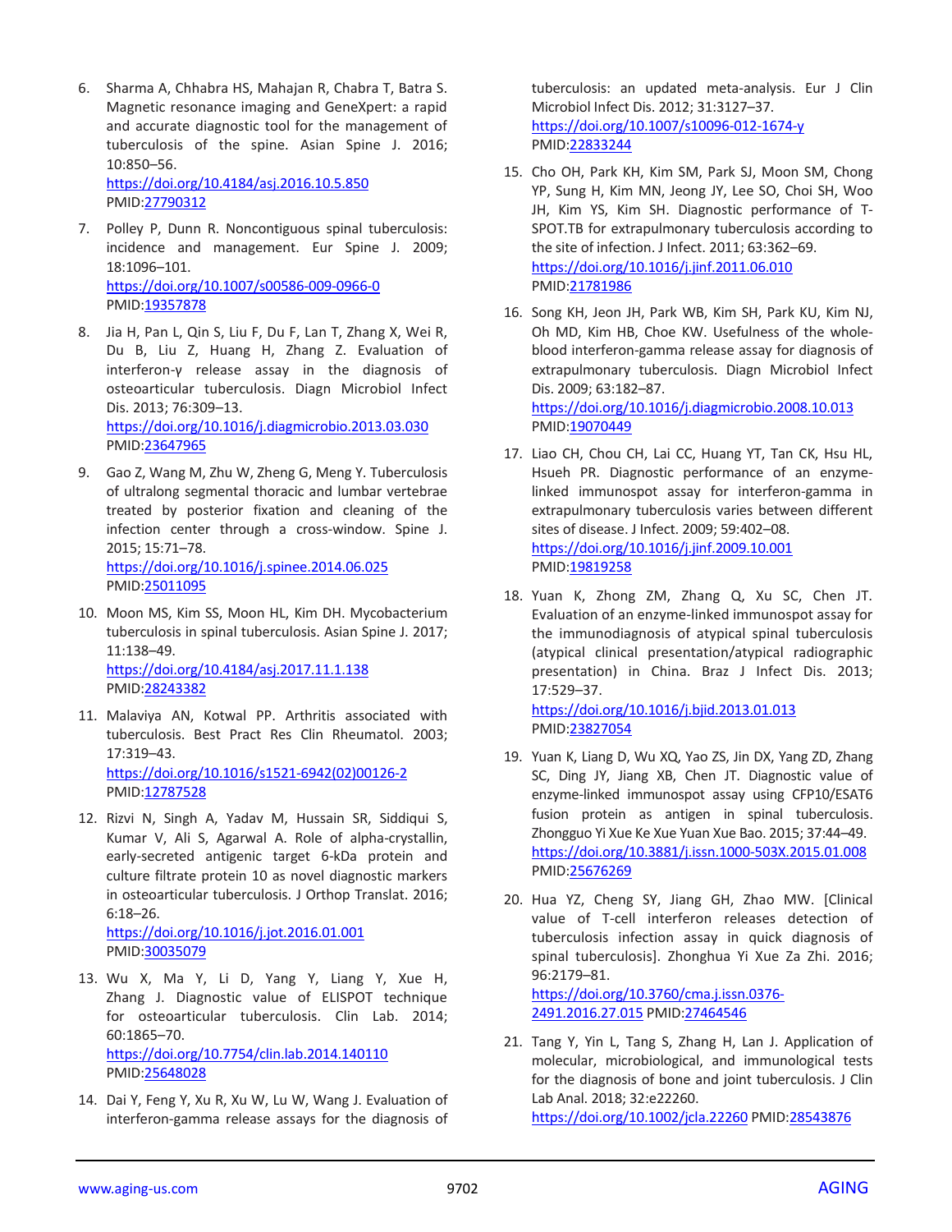6. Sharma A, Chhabra HS, Mahajan R, Chabra T, Batra S. Magnetic resonance imaging and GeneXpert: a rapid and accurate diagnostic tool for the management of tuberculosis of the spine. Asian Spine J. 2016; 10:850–56.
   https://doi.org/10.4184/asj.2016.10.5.850
   PMID:27790312

7. Polley P, Dunn R. Noncontiguous spinal tuberculosis: incidence and management. Eur Spine J. 2009; 18:1096–101.
   https://doi.org/10.1007/s00586-009-0966-0
   PMID:19357878

8. Jia H, Pan L, Qin S, Liu F, Du F, Lan T, Zhang X, Wei R, Du B, Liu Z, Huang H, Zhang Z. Evaluation of interferon-γ release assay in the diagnosis of osteoarticular tuberculosis. Diagn Microbiol Infect Dis. 2013; 76:309–13.
   https://doi.org/10.1016/j.diagmicrobio.2013.03.030
   PMID:23647965

9. Gao Z, Wang M, Zhu W, Zheng G, Meng Y. Tuberculosis of ultralong segmental thoracic and lumbar vertebrae treated by posterior fixation and cleaning of the infection center through a cross-window. Spine J. 2015; 15:71–78.
   https://doi.org/10.1016/j.spinee.2014.06.025
   PMID:25011095

10. Moon MS, Kim SS, Moon HL, Kim DH. Mycobacterium tuberculosis in spinal tuberculosis. Asian Spine J. 2017; 11:138–49.
    https://doi.org/10.4184/asj.2017.11.1.138
    PMID:28243382

11. Malaviya AN, Kotwal PP. Arthritis associated with tuberculosis. Best Pract Res Clin Rheumatol. 2003; 17:319–43.
    https://doi.org/10.1016/s1521-6942(02)00126-2
    PMID:12787528

12. Rizvi N, Singh A, Yadav M, Hussain SR, Siddiqui S, Kumar V, Ali S, Agarwal A. Role of alpha-crystallin, early-secreted antigenic target 6-kDa protein and culture filtrate protein 10 as novel diagnostic markers in osteoarticular tuberculosis. J Orthop Translat. 2016; 6:18–26.
    https://doi.org/10.1016/j.jot.2016.01.001
    PMID:30035079

13. Wu X, Ma Y, Li D, Yang Y, Liang Y, Xue H, Zhang J. Diagnostic value of ELISPOT technique for osteoarticular tuberculosis. Clin Lab. 2014; 60:1865–70.
    https://doi.org/10.7754/clin.lab.2014.140110
    PMID:25648028

14. Dai Y, Feng Y, Xu R, Xu W, Lu W, Wang J. Evaluation of interferon-gamma release assays for the diagnosis of tuberculosis: an updated meta-analysis. Eur J Clin Microbiol Infect Dis. 2012; 31:3127–37.
    https://doi.org/10.1007/s10096-012-1674-y
    PMID:22833244

15. Cho OH, Park KH, Kim SM, Park SJ, Moon SM, Chong YP, Sung H, Kim MN, Jeong JY, Lee SO, Choi SH, Woo JH, Kim YS, Kim SH. Diagnostic performance of T-SPOT.TB for extrapulmonary tuberculosis according to the site of infection. J Infect. 2011; 63:362–69.
    https://doi.org/10.1016/j.jinf.2011.06.010
    PMID:21781986

16. Song KH, Jeon JH, Park WB, Kim SH, Park KU, Kim NJ, Oh MD, Kim HB, Choe KW. Usefulness of the whole-blood interferon-gamma release assay for diagnosis of extrapulmonary tuberculosis. Diagn Microbiol Infect Dis. 2009; 63:182–87.
    https://doi.org/10.1016/j.diagmicrobio.2008.10.013
    PMID:19070449

17. Liao CH, Chou CH, Lai CC, Huang YT, Tan CK, Hsu HL, Hsueh PR. Diagnostic performance of an enzyme-linked immunospot assay for interferon-gamma in extrapulmonary tuberculosis varies between different sites of disease. J Infect. 2009; 59:402–08.
    https://doi.org/10.1016/j.jinf.2009.10.001
    PMID:19819258

18. Yuan K, Zhong ZM, Zhang Q, Xu SC, Chen JT. Evaluation of an enzyme-linked immunospot assay for the immunodiagnosis of atypical spinal tuberculosis (atypical clinical presentation/atypical radiographic presentation) in China. Braz J Infect Dis. 2013; 17:529–37.
    https://doi.org/10.1016/j.bjid.2013.01.013
    PMID:23827054

19. Yuan K, Liang D, Wu XQ, Yao ZS, Jin DX, Yang ZD, Zhang SC, Ding JY, Jiang XB, Chen JT. Diagnostic value of enzyme-linked immunospot assay using CFP10/ESAT6 fusion protein as antigen in spinal tuberculosis. Zhongguo Yi Xue Ke Xue Yuan Xue Bao. 2015; 37:44–49.
    https://doi.org/10.3881/j.issn.1000-503X.2015.01.008
    PMID:25676269

20. Hua YZ, Cheng SY, Jiang GH, Zhao MW. [Clinical value of T-cell interferon releases detection of tuberculosis infection assay in quick diagnosis of spinal tuberculosis]. Zhonghua Yi Xue Za Zhi. 2016; 96:2179–81.
    https://doi.org/10.3760/cma.j.issn.0376-2491.2016.27.015 PMID:27464546

21. Tang Y, Yin L, Tang S, Zhang H, Lan J. Application of molecular, microbiological, and immunological tests for the diagnosis of bone and joint tuberculosis. J Clin Lab Anal. 2018; 32:e22260.
    https://doi.org/10.1002/jcla.22260 PMID:28543876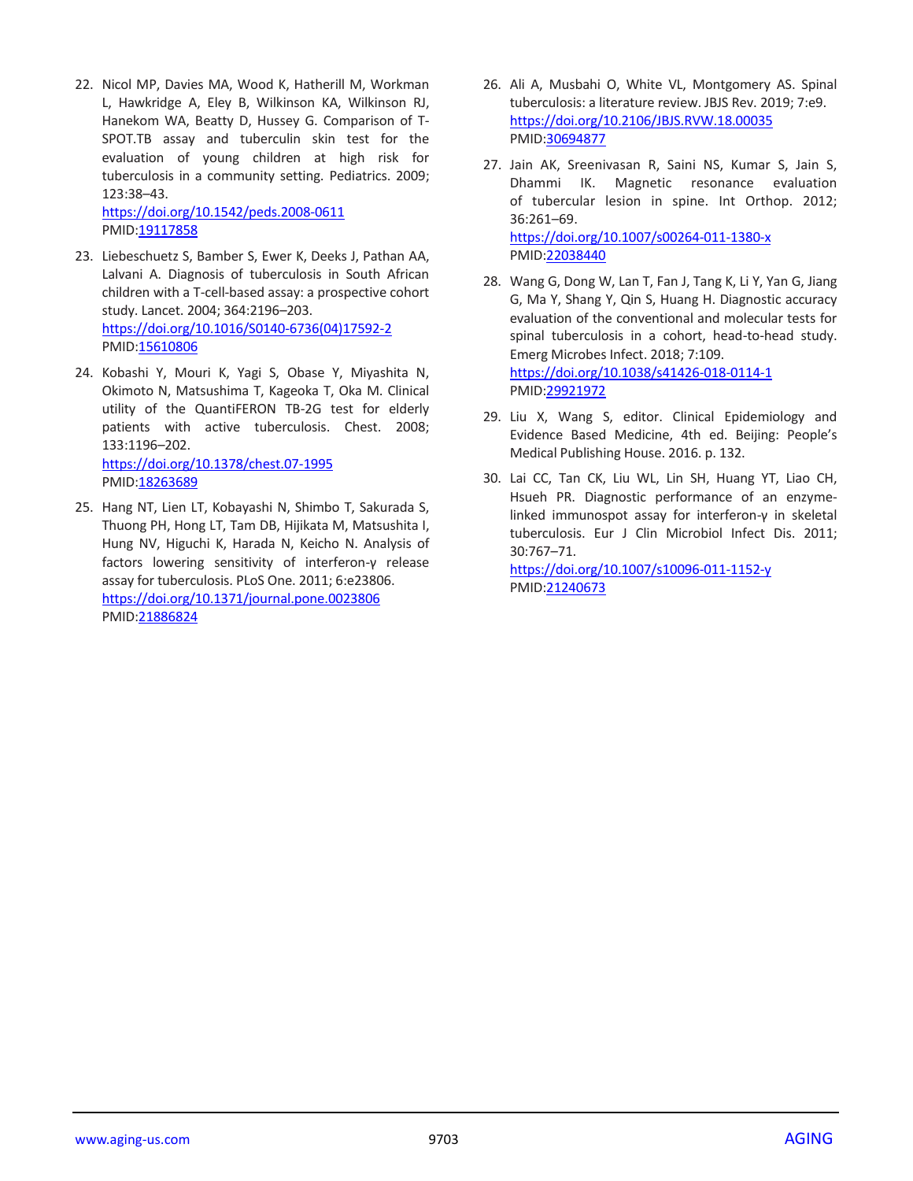22. Nicol MP, Davies MA, Wood K, Hatherill M, Workman L, Hawkridge A, Eley B, Wilkinson KA, Wilkinson RJ, Hanekom WA, Beatty D, Hussey G. Comparison of T-SPOT.TB assay and tuberculin skin test for the evaluation of young children at high risk for tuberculosis in a community setting. Pediatrics. 2009; 123:38–43.
https://doi.org/10.1542/peds.2008-0611
PMID:19117858

23. Liebeschuetz S, Bamber S, Ewer K, Deeks J, Pathan AA, Lalvani A. Diagnosis of tuberculosis in South African children with a T-cell-based assay: a prospective cohort study. Lancet. 2004; 364:2196–203.
https://doi.org/10.1016/S0140-6736(04)17592-2
PMID:15610806

24. Kobashi Y, Mouri K, Yagi S, Obase Y, Miyashita N, Okimoto N, Matsushima T, Kageoka T, Oka M. Clinical utility of the QuantiFERON TB-2G test for elderly patients with active tuberculosis. Chest. 2008; 133:1196–202.
https://doi.org/10.1378/chest.07-1995
PMID:18263689

25. Hang NT, Lien LT, Kobayashi N, Shimbo T, Sakurada S, Thuong PH, Hong LT, Tam DB, Hijikata M, Matsushita I, Hung NV, Higuchi K, Harada N, Keicho N. Analysis of factors lowering sensitivity of interferon-γ release assay for tuberculosis. PLoS One. 2011; 6:e23806.
https://doi.org/10.1371/journal.pone.0023806
PMID:21886824

26. Ali A, Musbahi O, White VL, Montgomery AS. Spinal tuberculosis: a literature review. JBJS Rev. 2019; 7:e9.
https://doi.org/10.2106/JBJS.RVW.18.00035
PMID:30694877

27. Jain AK, Sreenivasan R, Saini NS, Kumar S, Jain S, Dhammi IK. Magnetic resonance evaluation of tubercular lesion in spine. Int Orthop. 2012; 36:261–69.
https://doi.org/10.1007/s00264-011-1380-x
PMID:22038440

28. Wang G, Dong W, Lan T, Fan J, Tang K, Li Y, Yan G, Jiang G, Ma Y, Shang Y, Qin S, Huang H. Diagnostic accuracy evaluation of the conventional and molecular tests for spinal tuberculosis in a cohort, head-to-head study. Emerg Microbes Infect. 2018; 7:109.
https://doi.org/10.1038/s41426-018-0114-1
PMID:29921972

29. Liu X, Wang S, editor. Clinical Epidemiology and Evidence Based Medicine, 4th ed. Beijing: People's Medical Publishing House. 2016. p. 132.

30. Lai CC, Tan CK, Liu WL, Lin SH, Huang YT, Liao CH, Hsueh PR. Diagnostic performance of an enzyme-linked immunospot assay for interferon-γ in skeletal tuberculosis. Eur J Clin Microbiol Infect Dis. 2011; 30:767–71.
https://doi.org/10.1007/s10096-011-1152-y
PMID:21240673